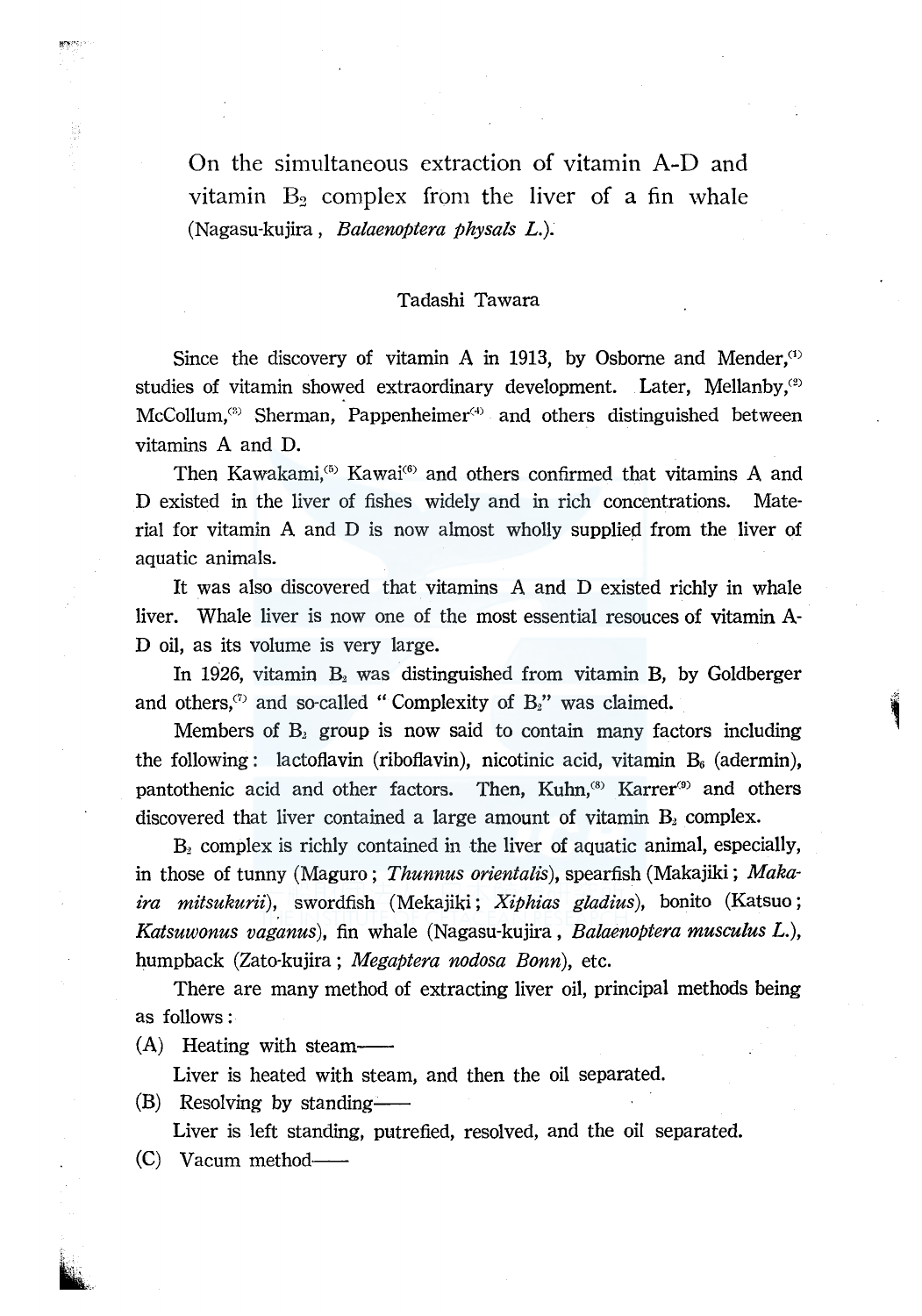# On the simultaneous extraction of vitamin A-D and vitamin $B_2$ complex from the liver of a fin whale (Nagasu-kujira, *Balaenoptera physals L.*).

Tadashi Tawara

Since the discovery of vitamin A in 1913, by Osborne and Mender,[1] studies of vitamin showed extraordinary development. Later, Mellanby,[2] McCollum,[3] Sherman, Pappenheimer[4] and others distinguished between vitamins A and D.

Then Kawakami,[5] Kawai[6] and others confirmed that vitamins A and D existed in the liver of fishes widely and in rich concentrations. Material for vitamin A and D is now almost wholly supplied from the liver of aquatic animals.

It was also discovered that vitamins A and D existed richly in whale liver. Whale liver is now one of the most essential resouces of vitamin A-D oil, as its volume is very large.

In 1926, vitamin $B_2$ was distinguished from vitamin B, by Goldberger and others,[7] and so-called "Complexity of $B_2$" was claimed.

Members of $B_2$ group is now said to contain many factors including the following: lactoflavin (riboflavin), nicotinic acid, vitamin $B_6$ (adermin), pantothenic acid and other factors. Then, Kuhn,[8] Karrer[9] and others discovered that liver contained a large amount of vitamin $B_2$ complex.

$B_2$ complex is richly contained in the liver of aquatic animal, especially, in those of tunny (Maguro; *Thunnus orientalis*), spearfish (Makajiki; *Makaira mitsukurii*), swordfish (Mekajiki; *Xiphias gladius*), bonito (Katsuo; *Katsuwonus vaganus*), fin whale (Nagasu-kujira, *Balaenoptera musculus L.*), humpback (Zato-kujira; *Megaptera nodosa Bonn*), etc.

There are many method of extracting liver oil, principal methods being as follows:

(A) Heating with steam——

Liver is heated with steam, and then the oil separated.

(B) Resolving by standing——

Liver is left standing, putrefied, resolved, and the oil separated.

(C) Vacum method——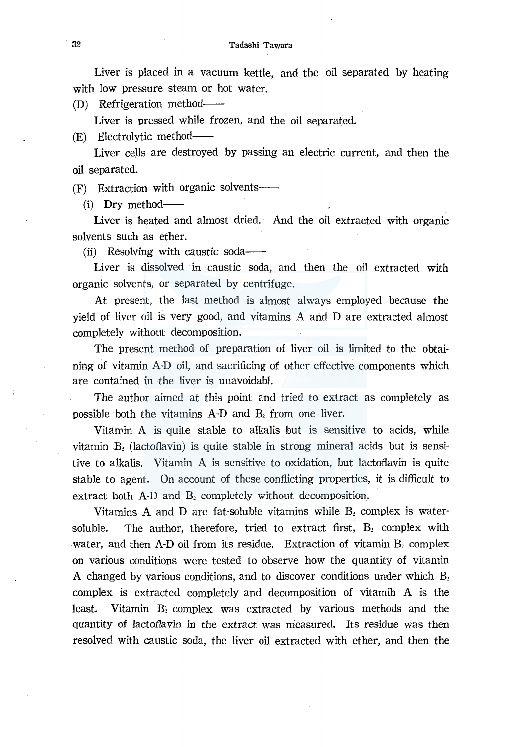Liver is placed in a vacuum kettle, and the oil separated by heating with low pressure steam or hot water.

(D) Refrigeration method——

Liver is pressed while frozen, and the oil separated.

(E) Electrolytic method——

Liver cells are destroyed by passing an electric current, and then the oil separated.

(F) Extraction with organic solvents——

(i) Dry method——

Liver is heated and almost dried. And the oil extracted with organic solvents such as ether.

(ii) Resolving with caustic soda——

Liver is dissolved in caustic soda, and then the oil extracted with organic solvents, or separated by centrifuge.

At present, the last method is almost always employed because the yield of liver oil is very good, and vitamins A and D are extracted almost completely without decomposition.

The present method of preparation of liver oil is limited to the obtaining of vitamin A-D oil, and sacrificing of other effective components which are contained in the liver is unavoidabl.

The author aimed at this point and tried to extract as completely as possible both the vitamins A-D and $B_2$ from one liver.

Vitamin A is quite stable to alkalis but is sensitive to acids, while vitamin $B_2$ (lactoflavin) is quite stable in strong mineral acids but is sensitive to alkalis. Vitamin A is sensitive to oxidation, but lactoflavin is quite stable to agent. On account of these conflicting properties, it is difficult to extract both A-D and $B_2$ completely without decomposition.

Vitamins A and D are fat-soluble vitamins while $B_2$ complex is water-soluble. The author, therefore, tried to extract first, $B_2$ complex with water, and then A-D oil from its residue. Extraction of vitamin $B_2$ complex on various conditions were tested to observe how the quantity of vitamin A changed by various conditions, and to discover conditions under which $B_2$ complex is extracted completely and decomposition of vitamih A is the least. Vitamin $B_2$ complex was extracted by various methods and the quantity of lactoflavin in the extract was measured. Its residue was then resolved with caustic soda, the liver oil extracted with ether, and then the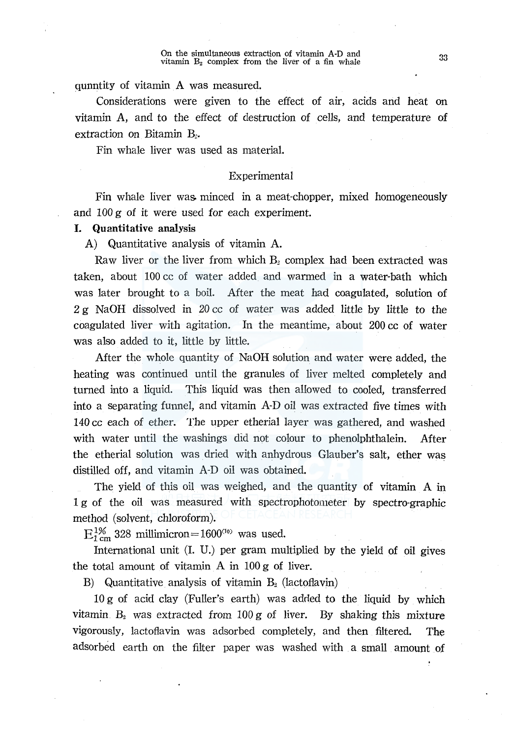qunntity of vitamin A was measured.

Considerations were given to the effect of air, acids and heat on vitamin A, and to the effect of destruction of cells, and temperature of extraction on Bitamin $B_2$.

Fin whale liver was used as material.

## Experimental

Fin whale liver was minced in a meat-chopper, mixed homogeneously and 100 g of it were used for each experiment.

### I. Quantitative analysis

A) Quantitative analysis of vitamin A.

Raw liver or the liver from which $B_2$ complex had been extracted was taken, about 100 cc of water added and warmed in a water-bath which was later brought to a boil. After the meat had coagulated, solution of 2 g NaOH dissolved in 20 cc of water was added little by little to the coagulated liver with agitation. In the meantime, about 200 cc of water was also added to it, little by little.

After the whole quantity of NaOH solution and water were added, the heating was continued until the granules of liver melted completely and turned into a liquid. This liquid was then allowed to cooled, transferred into a separating funnel, and vitamin A-D oil was extracted five times with 140 cc each of ether. The upper etherial layer was gathered, and washed with water until the washings did not colour to phenolphthalein. After the etherial solution was dried with anhydrous Glauber's salt, ether was distilled off, and vitamin A-D oil was obtained.

The yield of this oil was weighed, and the quantity of vitamin A in 1 g of the oil was measured with spectrophotometer by spectro-graphic method (solvent, chloroform).

$E^{1\%}_{1\,cm}$ 328 millimicron = 1600[10] was used.

International unit (I. U.) per gram multiplied by the yield of oil gives the total amount of vitamin A in 100 g of liver.

B) Quantitative analysis of vitamin $B_2$ (lactoflavin)

10 g of acid clay (Fuller's earth) was added to the liquid by which vitamin $B_2$ was extracted from 100 g of liver. By shaking this mixture vigorously, lactoflavin was adsorbed completely, and then filtered. The adsorbed earth on the filter paper was washed with a small amount of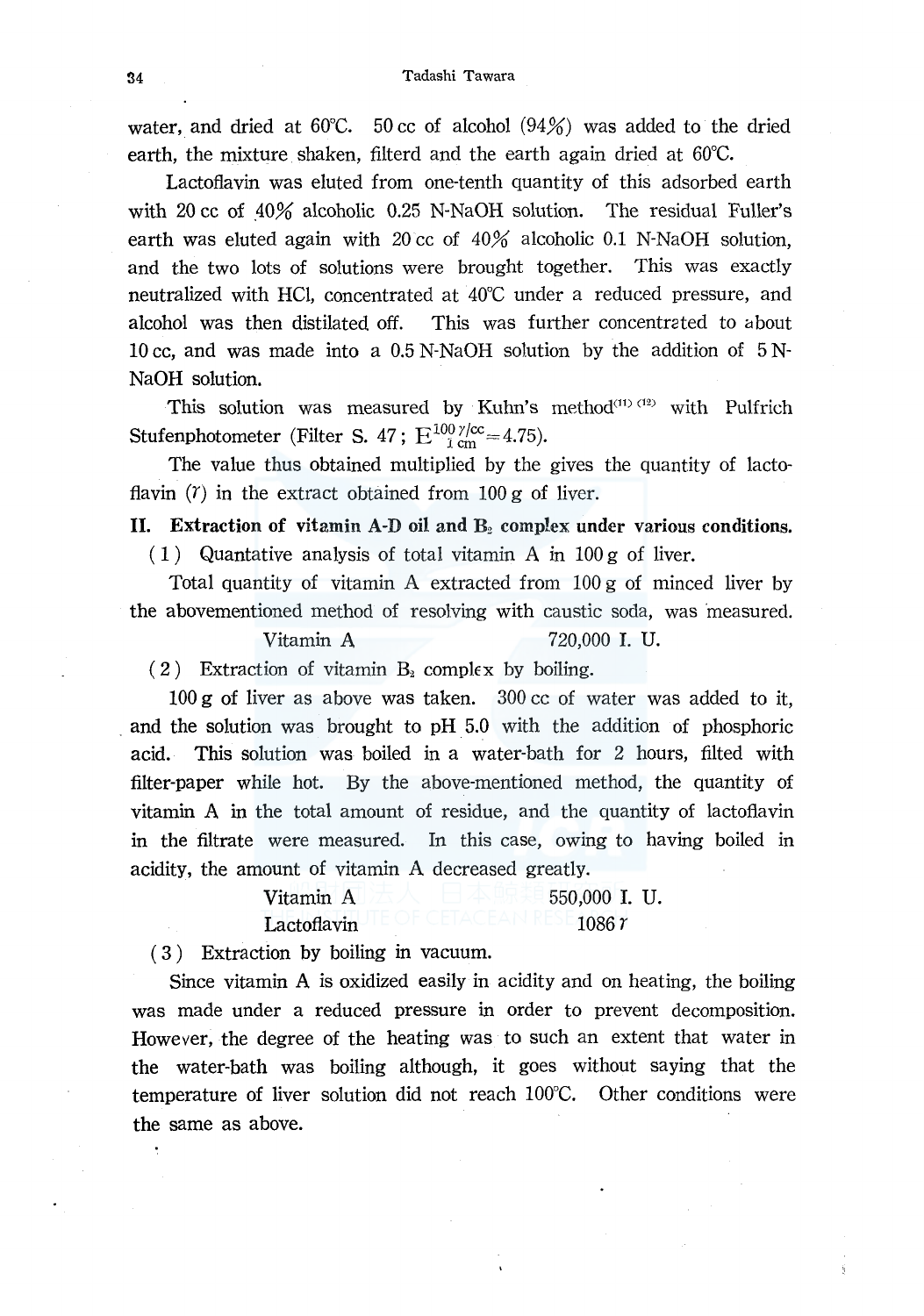water, and dried at 60°C. 50 cc of alcohol (94%) was added to the dried earth, the mixture shaken, filterd and the earth again dried at 60°C.

Lactoflavin was eluted from one-tenth quantity of this adsorbed earth with 20 cc of 40% alcoholic 0.25 N-NaOH solution. The residual Fuller's earth was eluted again with 20 cc of 40% alcoholic 0.1 N-NaOH solution, and the two lots of solutions were brought together. This was exactly neutralized with HCl, concentrated at 40°C under a reduced pressure, and alcohol was then distilated off. This was further concentrated to about 10 cc, and was made into a 0.5 N-NaOH solution by the addition of 5 N-NaOH solution.

This solution was measured by Kuhn's method[11] [12] with Pulfrich Stufenphotometer (Filter S. 47; $E^{100\,\gamma/cc}_{1\,cm}=4.75$).

The value thus obtained multiplied by the gives the quantity of lactoflavin ($\gamma$) in the extract obtained from 100 g of liver.

**II. Extraction of vitamin A-D oil and $B_2$ complex under various conditions.**

(1) Quantative analysis of total vitamin A in 100 g of liver.

Total quantity of vitamin A extracted from 100 g of minced liver by the abovementioned method of resolving with caustic soda, was measured.

| | |
|---|---|
| Vitamin A | 720,000 I. U. |

(2) Extraction of vitamin $B_2$ complex by boiling.

100 g of liver as above was taken. 300 cc of water was added to it, and the solution was brought to pH 5.0 with the addition of phosphoric acid. This solution was boiled in a water-bath for 2 hours, filted with filter-paper while hot. By the above-mentioned method, the quantity of vitamin A in the total amount of residue, and the quantity of lactoflavin in the filtrate were measured. In this case, owing to having boiled in acidity, the amount of vitamin A decreased greatly.

| | |
|---|---|
| Vitamin A | 550,000 I. U. |
| Lactoflavin | 1086 $\gamma$ |

(3) Extraction by boiling in vacuum.

Since vitamin A is oxidized easily in acidity and on heating, the boiling was made under a reduced pressure in order to prevent decomposition. However, the degree of the heating was to such an extent that water in the water-bath was boiling although, it goes without saying that the temperature of liver solution did not reach 100°C. Other conditions were the same as above.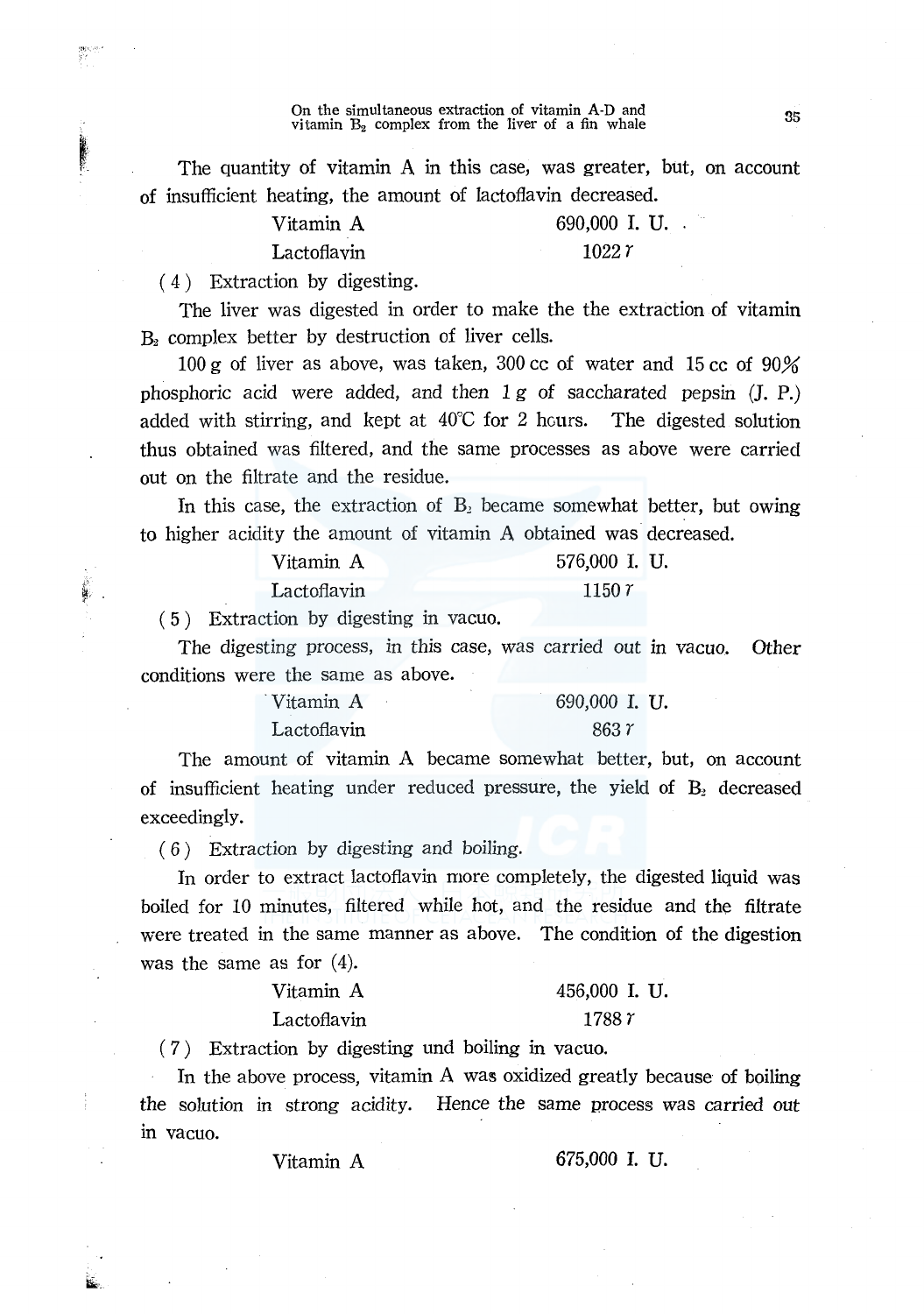The quantity of vitamin A in this case, was greater, but, on account of insufficient heating, the amount of lactoflavin decreased.

| | |
|---|---|
| Vitamin A | 690,000 I. U. |
| Lactoflavin | 1022 $\gamma$ |

( 4 ) Extraction by digesting.

The liver was digested in order to make the the extraction of vitamin $B_2$ complex better by destruction of liver cells.

100 g of liver as above, was taken, 300 cc of water and 15 cc of 90% phosphoric acid were added, and then 1 g of saccharated pepsin (J. P.) added with stirring, and kept at 40°C for 2 hours. The digested solution thus obtained was filtered, and the same processes as above were carried out on the filtrate and the residue.

In this case, the extraction of $B_2$ became somewhat better, but owing to higher acidity the amount of vitamin A obtained was decreased.

| | |
|---|---|
| Vitamin A | 576,000 I. U. |
| Lactoflavin | 1150 $\gamma$ |

( 5 ) Extraction by digesting in vacuo.

The digesting process, in this case, was carried out in vacuo. Other conditions were the same as above.

| | |
|---|---|
| Vitamin A | 690,000 I. U. |
| Lactoflavin | 863 $\gamma$ |

The amount of vitamin A became somewhat better, but, on account of insufficient heating under reduced pressure, the yield of $B_2$ decreased exceedingly.

( 6 ) Extraction by digesting and boiling.

In order to extract lactoflavin more completely, the digested liquid was boiled for 10 minutes, filtered while hot, and the residue and the filtrate were treated in the same manner as above. The condition of the digestion was the same as for (4).

| | |
|---|---|
| Vitamin A | 456,000 I. U. |
| Lactoflavin | 1788 $\gamma$ |

( 7 ) Extraction by digesting und boiling in vacuo.

In the above process, vitamin A was oxidized greatly because of boiling the solution in strong acidity. Hence the same process was carried out in vacuo.

| | |
|---|---|
| Vitamin A | 675,000 I. U. |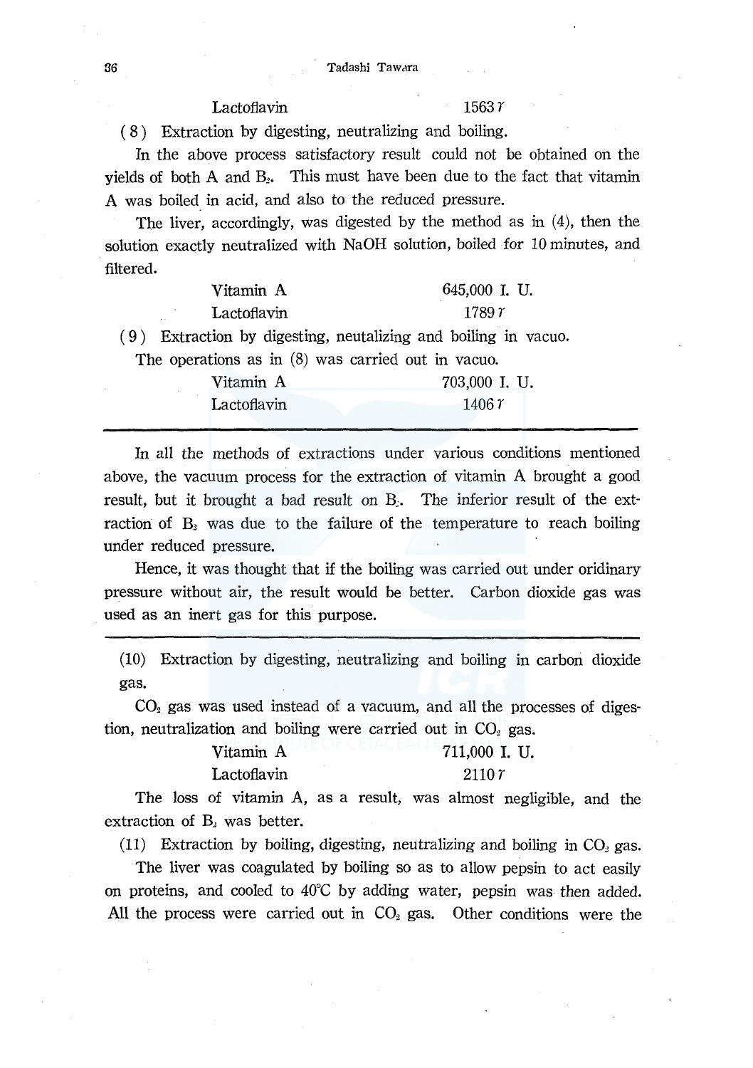| | |
|---|---|
| Lactoflavin | 1563 $\gamma$ |

(8) Extraction by digesting, neutralizing and boiling.

In the above process satisfactory result could not be obtained on the yields of both A and $B_2$. This must have been due to the fact that vitamin A was boiled in acid, and also to the reduced pressure.

The liver, accordingly, was digested by the method as in (4), then the solution exactly neutralized with NaOH solution, boiled for 10 minutes, and filtered.

| | |
|---|---|
| Vitamin A | 645,000 I. U. |
| Lactoflavin | 1789 $\gamma$ |

(9) Extraction by digesting, neutalizing and boiling in vacuo.

The operations as in (8) was carried out in vacuo.

| | |
|---|---|
| Vitamin A | 703,000 I. U. |
| Lactoflavin | 1406 $\gamma$ |

---

In all the methods of extractions under various conditions mentioned above, the vacuum process for the extraction of vitamin A brought a good result, but it brought a bad result on $B_2$. The inferior result of the extraction of $B_2$ was due to the failure of the temperature to reach boiling under reduced pressure.

Hence, it was thought that if the boiling was carried out under oridinary pressure without air, the result would be better. Carbon dioxide gas was used as an inert gas for this purpose.

---

(10) Extraction by digesting, neutralizing and boiling in carbon dioxide gas.

$CO_2$ gas was used instead of a vacuum, and all the processes of digestion, neutralization and boiling were carried out in $CO_2$ gas.

| | |
|---|---|
| Vitamin A | 711,000 I. U. |
| Lactoflavin | 2110 $\gamma$ |

The loss of vitamin A, as a result, was almost negligible, and the extraction of $B_2$ was better.

(11) Extraction by boiling, digesting, neutralizing and boiling in $CO_2$ gas.

The liver was coagulated by boiling so as to allow pepsin to act easily on proteins, and cooled to 40°C by adding water, pepsin was then added. All the process were carried out in $CO_2$ gas. Other conditions were the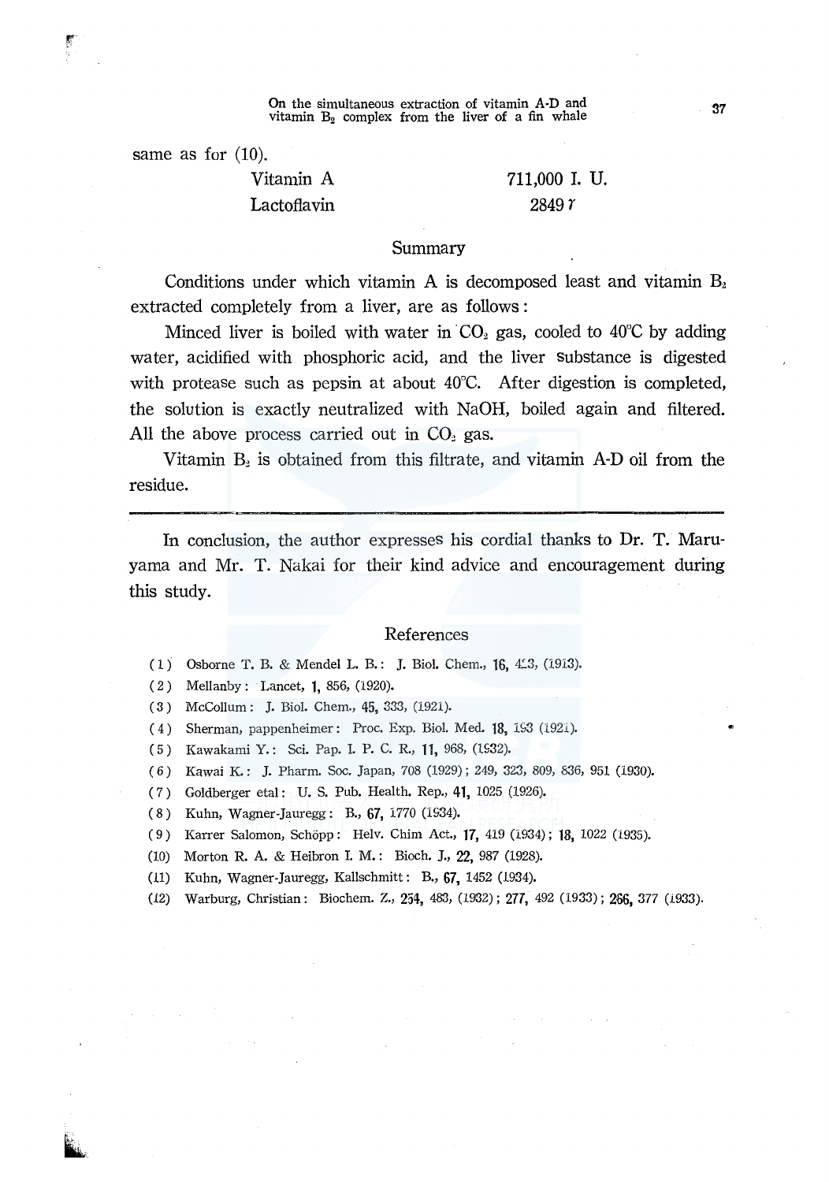same as for (10).

| | |
|---|---|
| Vitamin A | 711,000 I. U. |
| Lactoflavin | 2849 γ |

## Summary

Conditions under which vitamin A is decomposed least and vitamin $B_2$ extracted completely from a liver, are as follows:

Minced liver is boiled with water in $CO_2$ gas, cooled to 40°C by adding water, acidified with phosphoric acid, and the liver substance is digested with protease such as pepsin at about 40°C. After digestion is completed, the solution is exactly neutralized with NaOH, boiled again and filtered. All the above process carried out in $CO_2$ gas.

Vitamin $B_2$ is obtained from this filtrate, and vitamin A-D oil from the residue.

---

In conclusion, the author expresses his cordial thanks to Dr. T. Maruyama and Mr. T. Nakai for their kind advice and encouragement during this study.

## References

(1) Osborne T. B. & Mendel L. B.: J. Biol. Chem., **16**, 423, (1913).
(2) Mellanby: Lancet, **1**, 856, (1920).
(3) McCollum: J. Biol. Chem., **45**, 333, (1921).
(4) Sherman, pappenheimer: Proc. Exp. Biol. Med. **18**, 193 (1921).
(5) Kawakami Y.: Sci. Pap. I. P. C. R., **11**, 968, (1932).
(6) Kawai K.: J. Pharm. Soc. Japan, 708 (1929); 249, 323, 809, 836, 951 (1930).
(7) Goldberger etal: U. S. Pub. Health. Rep., **41**, 1025 (1926).
(8) Kuhn, Wagner-Jauregg: B., **67**, 1770 (1934).
(9) Karrer Salomon, Schöpp: Helv. Chim Act., **17**, 419 (1934); **18**, 1022 (1935).
(10) Morton R. A. & Heibron I. M.: Bioch. J., **22**, 987 (1928).
(11) Kuhn, Wagner-Jauregg, Kallschmitt: B., **67**, 1452 (1934).
(12) Warburg, Christian: Biochem. Z., **254**, 483, (1932); **277**, 492 (1933); **266**, 377 (1933).